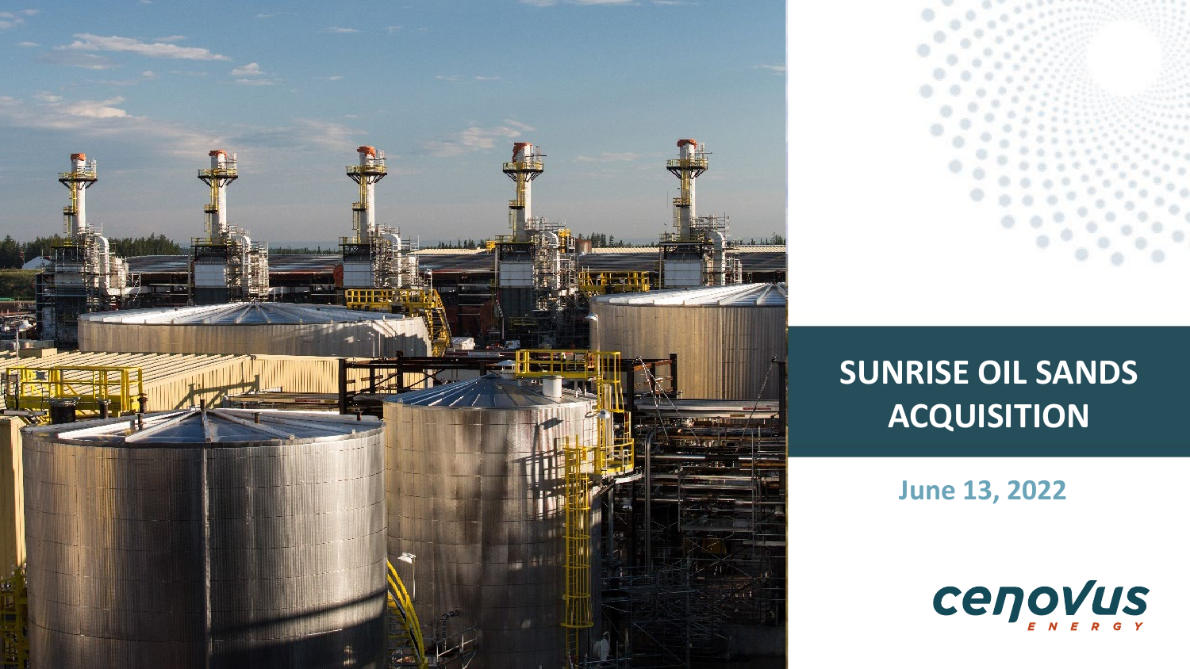# SUNRISE OIL SANDS ACQUISITION

**June 13, 2022**

cenovus ENERGY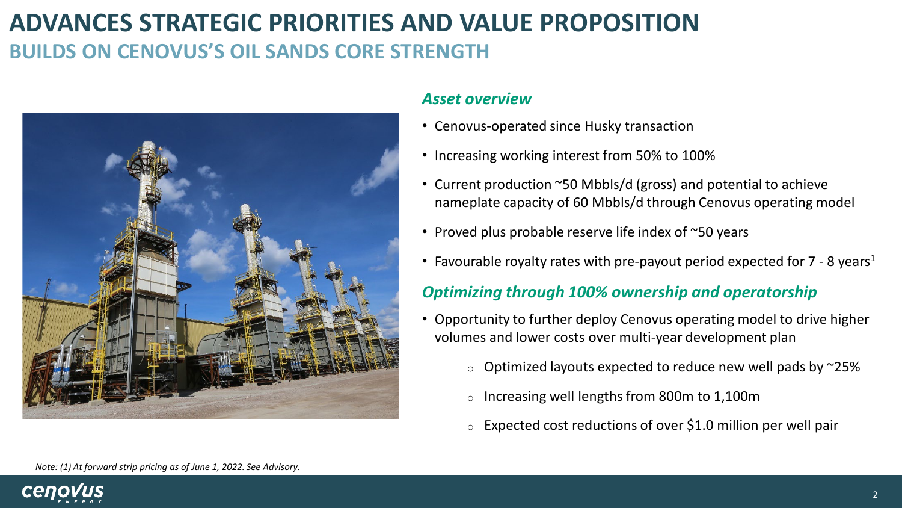# ADVANCES STRATEGIC PRIORITIES AND VALUE PROPOSITION

## BUILDS ON CENOVUS'S OIL SANDS CORE STRENGTH

### *Asset overview*

- Cenovus-operated since Husky transaction
- Increasing working interest from 50% to 100%
- Current production ~50 Mbbls/d (gross) and potential to achieve nameplate capacity of 60 Mbbls/d through Cenovus operating model
- Proved plus probable reserve life index of ~50 years
- Favourable royalty rates with pre-payout period expected for 7 - 8 years[1]

### *Optimizing through 100% ownership and operatorship*

- Opportunity to further deploy Cenovus operating model to drive higher volumes and lower costs over multi-year development plan
  - Optimized layouts expected to reduce new well pads by ~25%
  - Increasing well lengths from 800m to 1,100m
  - Expected cost reductions of over $1.0 million per well pair

*Note: (1) At forward strip pricing as of June 1, 2022. See Advisory.*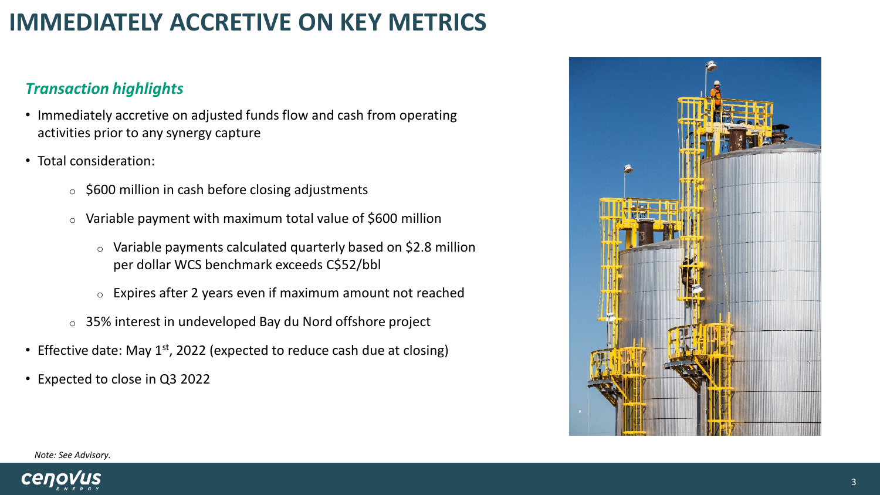# IMMEDIATELY ACCRETIVE ON KEY METRICS

### *Transaction highlights*

- Immediately accretive on adjusted funds flow and cash from operating activities prior to any synergy capture
- Total consideration:
  - $600 million in cash before closing adjustments
  - Variable payment with maximum total value of $600 million
    - Variable payments calculated quarterly based on $2.8 million per dollar WCS benchmark exceeds C$52/bbl
    - Expires after 2 years even if maximum amount not reached
  - 35% interest in undeveloped Bay du Nord offshore project
- Effective date: May 1st, 2022 (expected to reduce cash due at closing)
- Expected to close in Q3 2022

*Note: See Advisory.*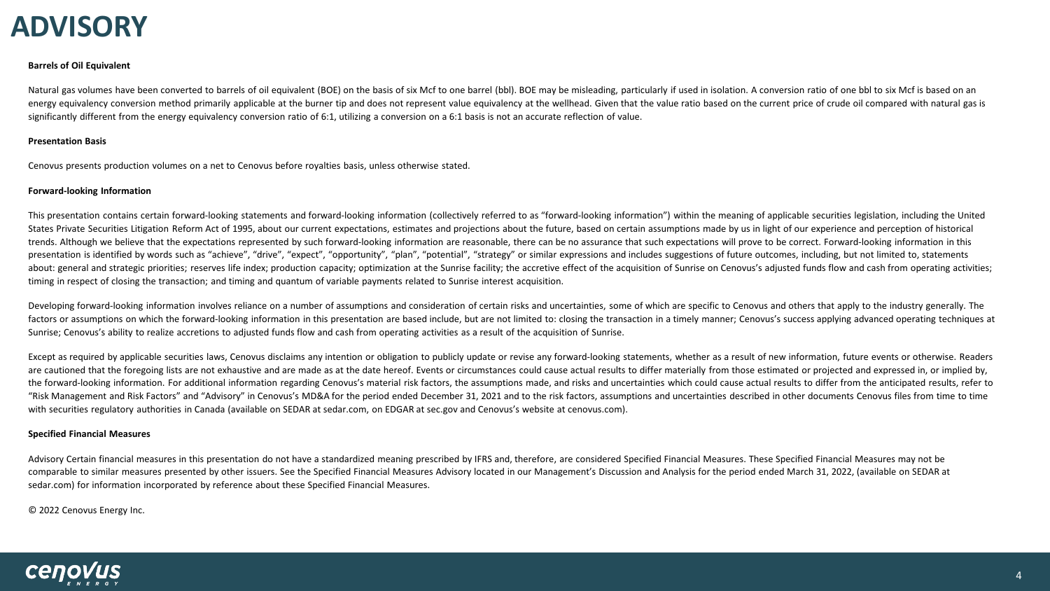# ADVISORY

**Barrels of Oil Equivalent**

Natural gas volumes have been converted to barrels of oil equivalent (BOE) on the basis of six Mcf to one barrel (bbl). BOE may be misleading, particularly if used in isolation. A conversion ratio of one bbl to six Mcf is based on an energy equivalency conversion method primarily applicable at the burner tip and does not represent value equivalency at the wellhead. Given that the value ratio based on the current price of crude oil compared with natural gas is significantly different from the energy equivalency conversion ratio of 6:1, utilizing a conversion on a 6:1 basis is not an accurate reflection of value.

**Presentation Basis**

Cenovus presents production volumes on a net to Cenovus before royalties basis, unless otherwise stated.

**Forward-looking Information**

This presentation contains certain forward-looking statements and forward-looking information (collectively referred to as "forward-looking information") within the meaning of applicable securities legislation, including the United States Private Securities Litigation Reform Act of 1995, about our current expectations, estimates and projections about the future, based on certain assumptions made by us in light of our experience and perception of historical trends. Although we believe that the expectations represented by such forward-looking information are reasonable, there can be no assurance that such expectations will prove to be correct. Forward-looking information in this presentation is identified by words such as "achieve", "drive", "expect", "opportunity", "plan", "potential", "strategy" or similar expressions and includes suggestions of future outcomes, including, but not limited to, statements about: general and strategic priorities; reserves life index; production capacity; optimization at the Sunrise facility; the accretive effect of the acquisition of Sunrise on Cenovus's adjusted funds flow and cash from operating activities; timing in respect of closing the transaction; and timing and quantum of variable payments related to Sunrise interest acquisition.

Developing forward-looking information involves reliance on a number of assumptions and consideration of certain risks and uncertainties, some of which are specific to Cenovus and others that apply to the industry generally. The factors or assumptions on which the forward-looking information in this presentation are based include, but are not limited to: closing the transaction in a timely manner; Cenovus's success applying advanced operating techniques at Sunrise; Cenovus's ability to realize accretions to adjusted funds flow and cash from operating activities as a result of the acquisition of Sunrise.

Except as required by applicable securities laws, Cenovus disclaims any intention or obligation to publicly update or revise any forward-looking statements, whether as a result of new information, future events or otherwise. Readers are cautioned that the foregoing lists are not exhaustive and are made as at the date hereof. Events or circumstances could cause actual results to differ materially from those estimated or projected and expressed in, or implied by, the forward-looking information. For additional information regarding Cenovus's material risk factors, the assumptions made, and risks and uncertainties which could cause actual results to differ from the anticipated results, refer to "Risk Management and Risk Factors" and "Advisory" in Cenovus's MD&A for the period ended December 31, 2021 and to the risk factors, assumptions and uncertainties described in other documents Cenovus files from time to time with securities regulatory authorities in Canada (available on SEDAR at sedar.com, on EDGAR at sec.gov and Cenovus's website at cenovus.com).

**Specified Financial Measures**

Advisory Certain financial measures in this presentation do not have a standardized meaning prescribed by IFRS and, therefore, are considered Specified Financial Measures. These Specified Financial Measures may not be comparable to similar measures presented by other issuers. See the Specified Financial Measures Advisory located in our Management's Discussion and Analysis for the period ended March 31, 2022, (available on SEDAR at sedar.com) for information incorporated by reference about these Specified Financial Measures.

© 2022 Cenovus Energy Inc.